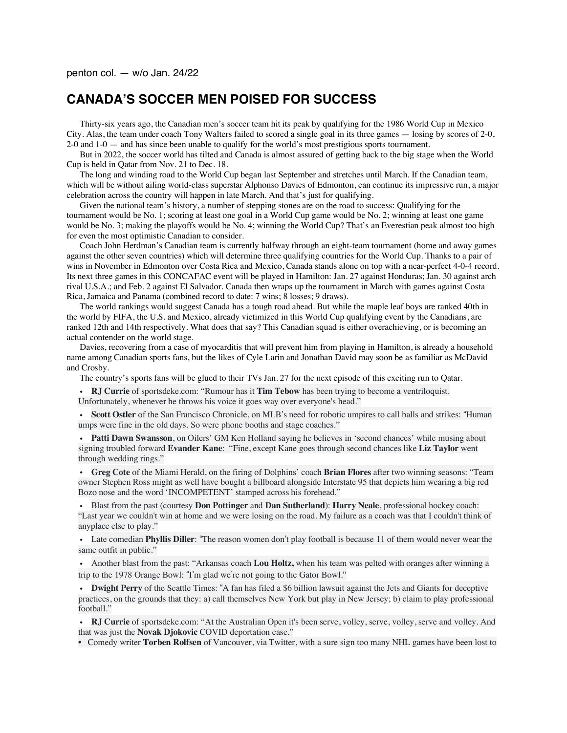penton col. — w/o Jan. 24/22

# CANADA'S SOCCER MEN POISED FOR SUCCESS

Thirty-six years ago, the Canadian men's soccer team hit its peak by qualifying for the 1986 World Cup in Mexico City. Alas, the team under coach Tony Walters failed to scored a single goal in its three games — losing by scores of 2-0, 2-0 and 1-0 — and has since been unable to qualify for the world's most prestigious sports tournament.

But in 2022, the soccer world has tilted and Canada is almost assured of getting back to the big stage when the World Cup is held in Qatar from Nov. 21 to Dec. 18.

The long and winding road to the World Cup began last September and stretches until March. If the Canadian team, which will be without ailing world-class superstar Alphonso Davies of Edmonton, can continue its impressive run, a major celebration across the country will happen in late March. And that's just for qualifying.

Given the national team's history, a number of stepping stones are on the road to success: Qualifying for the tournament would be No. 1; scoring at least one goal in a World Cup game would be No. 2; winning at least one game would be No. 3; making the playoffs would be No. 4; winning the World Cup? That's an Everestian peak almost too high for even the most optimistic Canadian to consider.

Coach John Herdman's Canadian team is currently halfway through an eight-team tournament (home and away games against the other seven countries) which will determine three qualifying countries for the World Cup. Thanks to a pair of wins in November in Edmonton over Costa Rica and Mexico, Canada stands alone on top with a near-perfect 4-0-4 record. Its next three games in this CONCAFAC event will be played in Hamilton: Jan. 27 against Honduras; Jan. 30 against arch rival U.S.A.; and Feb. 2 against El Salvador. Canada then wraps up the tournament in March with games against Costa Rica, Jamaica and Panama (combined record to date: 7 wins; 8 losses; 9 draws).

The world rankings would suggest Canada has a tough road ahead. But while the maple leaf boys are ranked 40th in the world by FIFA, the U.S. and Mexico, already victimized in this World Cup qualifying event by the Canadians, are ranked 12th and 14th respectively. What does that say? This Canadian squad is either overachieving, or is becoming an actual contender on the world stage.

Davies, recovering from a case of myocarditis that will prevent him from playing in Hamilton, is already a household name among Canadian sports fans, but the likes of Cyle Larin and Jonathan David may soon be as familiar as McDavid and Crosby.

The country's sports fans will be glued to their TVs Jan. 27 for the next episode of this exciting run to Qatar.

- **RJ Currie** of sportsdeke.com: "Rumour has it **Tim Tebow** has been trying to become a ventriloquist. Unfortunately, whenever he throws his voice it goes way over everyone's head."
- **Scott Ostler** of the San Francisco Chronicle, on MLB's need for robotic umpires to call balls and strikes: "Human umps were fine in the old days. So were phone booths and stage coaches."
- **Patti Dawn Swansson**, on Oilers' GM Ken Holland saying he believes in 'second chances' while musing about signing troubled forward **Evander Kane**: "Fine, except Kane goes through second chances like **Liz Taylor** went through wedding rings."
- **Greg Cote** of the Miami Herald, on the firing of Dolphins' coach **Brian Flores** after two winning seasons: "Team owner Stephen Ross might as well have bought a billboard alongside Interstate 95 that depicts him wearing a big red Bozo nose and the word 'INCOMPETENT' stamped across his forehead."
- Blast from the past (courtesy **Don Pottinger** and **Dan Sutherland**): **Harry Neale**, professional hockey coach: "Last year we couldn't win at home and we were losing on the road. My failure as a coach was that I couldn't think of anyplace else to play."
- Late comedian **Phyllis Diller**: "The reason women don't play football is because 11 of them would never wear the same outfit in public."
- Another blast from the past: "Arkansas coach **Lou Holtz,** when his team was pelted with oranges after winning a trip to the 1978 Orange Bowl: "I'm glad we're not going to the Gator Bowl."
- **Dwight Perry** of the Seattle Times: "A fan has filed a $6 billion lawsuit against the Jets and Giants for deceptive practices, on the grounds that they: a) call themselves New York but play in New Jersey; b) claim to play professional football."
- **RJ Currie** of sportsdeke.com: "At the Australian Open it's been serve, volley, serve, volley, serve and volley. And that was just the **Novak Djokovic** COVID deportation case."
- Comedy writer **Torben Rolfsen** of Vancouver, via Twitter, with a sure sign too many NHL games have been lost to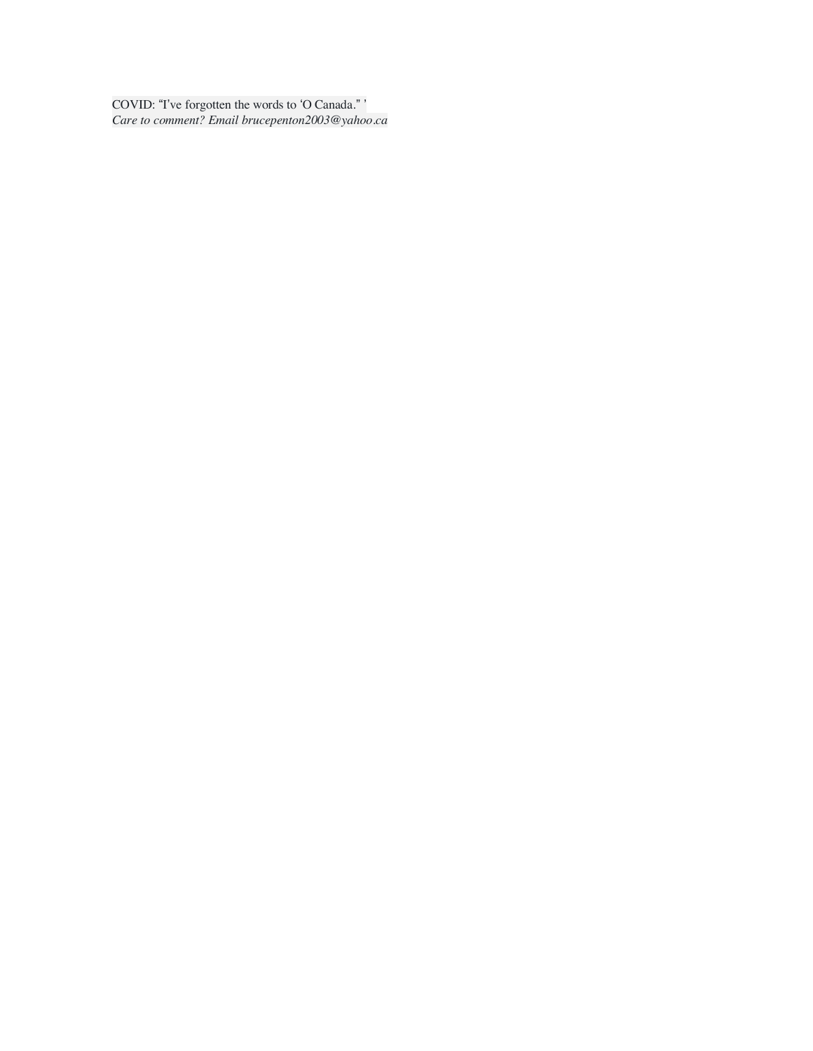COVID: “I’ve forgotten the words to ‘O Canada.” ’

*Care to comment? Email brucepenton2003@yahoo.ca*